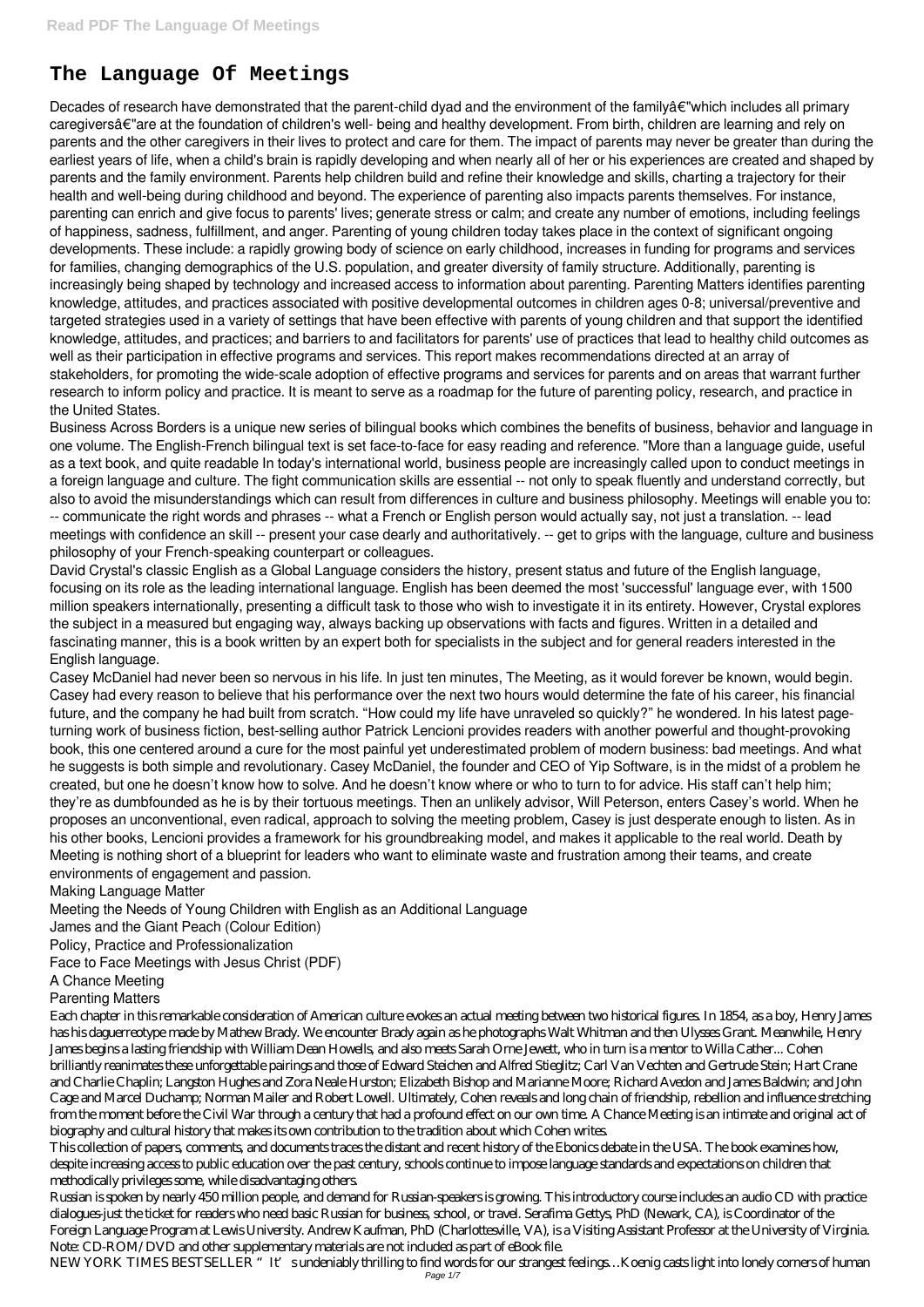# The Language Of Meetings

Decades of research have demonstrated that the parent-child dyad and the environment of the familyâ€"which includes all primary caregiversâ€"are at the foundation of children's well- being and healthy development. From birth, children are learning and rely on parents and the other caregivers in their lives to protect and care for them. The impact of parents may never be greater than during the earliest years of life, when a child's brain is rapidly developing and when nearly all of her or his experiences are created and shaped by parents and the family environment. Parents help children build and refine their knowledge and skills, charting a trajectory for their health and well-being during childhood and beyond. The experience of parenting also impacts parents themselves. For instance, parenting can enrich and give focus to parents' lives; generate stress or calm; and create any number of emotions, including feelings of happiness, sadness, fulfillment, and anger. Parenting of young children today takes place in the context of significant ongoing developments. These include: a rapidly growing body of science on early childhood, increases in funding for programs and services for families, changing demographics of the U.S. population, and greater diversity of family structure. Additionally, parenting is increasingly being shaped by technology and increased access to information about parenting. Parenting Matters identifies parenting knowledge, attitudes, and practices associated with positive developmental outcomes in children ages 0-8; universal/preventive and targeted strategies used in a variety of settings that have been effective with parents of young children and that support the identified knowledge, attitudes, and practices; and barriers to and facilitators for parents' use of practices that lead to healthy child outcomes as well as their participation in effective programs and services. This report makes recommendations directed at an array of stakeholders, for promoting the wide-scale adoption of effective programs and services for parents and on areas that warrant further research to inform policy and practice. It is meant to serve as a roadmap for the future of parenting policy, research, and practice in the United States.

Business Across Borders is a unique new series of bilingual books which combines the benefits of business, behavior and language in one volume. The English-French bilingual text is set face-to-face for easy reading and reference. "More than a language guide, useful as a text book, and quite readable In today's international world, business people are increasingly called upon to conduct meetings in a foreign language and culture. The fight communication skills are essential -- not only to speak fluently and understand correctly, but also to avoid the misunderstandings which can result from differences in culture and business philosophy. Meetings will enable you to: -- communicate the right words and phrases -- what a French or English person would actually say, not just a translation. -- lead meetings with confidence an skill -- present your case dearly and authoritatively. -- get to grips with the language, culture and business philosophy of your French-speaking counterpart or colleagues.

David Crystal's classic English as a Global Language considers the history, present status and future of the English language, focusing on its role as the leading international language. English has been deemed the most 'successful' language ever, with 1500 million speakers internationally, presenting a difficult task to those who wish to investigate it in its entirety. However, Crystal explores the subject in a measured but engaging way, always backing up observations with facts and figures. Written in a detailed and fascinating manner, this is a book written by an expert both for specialists in the subject and for general readers interested in the English language.

Casey McDaniel had never been so nervous in his life. In just ten minutes, The Meeting, as it would forever be known, would begin. Casey had every reason to believe that his performance over the next two hours would determine the fate of his career, his financial future, and the company he had built from scratch. "How could my life have unraveled so quickly?" he wondered. In his latest page-turning work of business fiction, best-selling author Patrick Lencioni provides readers with another powerful and thought-provoking book, this one centered around a cure for the most painful yet underestimated problem of modern business: bad meetings. And what he suggests is both simple and revolutionary. Casey McDaniel, the founder and CEO of Yip Software, is in the midst of a problem he created, but one he doesn't know how to solve. And he doesn't know where or who to turn to for advice. His staff can't help him; they're as dumbfounded as he is by their tortuous meetings. Then an unlikely advisor, Will Peterson, enters Casey's world. When he proposes an unconventional, even radical, approach to solving the meeting problem, Casey is just desperate enough to listen. As in his other books, Lencioni provides a framework for his groundbreaking model, and makes it applicable to the real world. Death by Meeting is nothing short of a blueprint for leaders who want to eliminate waste and frustration among their teams, and create environments of engagement and passion.

Making Language Matter

Meeting the Needs of Young Children with English as an Additional Language

James and the Giant Peach (Colour Edition)

Policy, Practice and Professionalization

Face to Face Meetings with Jesus Christ (PDF)

A Chance Meeting

Parenting Matters

Each chapter in this remarkable consideration of American culture evokes an actual meeting between two historical figures. In 1854, as a boy, Henry James has his daguerreotype made by Mathew Brady. We encounter Brady again as he photographs Walt Whitman and then Ulysses Grant. Meanwhile, Henry James begins a lasting friendship with William Dean Howells, and also meets Sarah Orne Jewett, who in turn is a mentor to Willa Cather... Cohen brilliantly reanimates these unforgettable pairings and those of Edward Steichen and Alfred Stieglitz; Carl Van Vechten and Gertrude Stein; Hart Crane and Charlie Chaplin; Langston Hughes and Zora Neale Hurston; Elizabeth Bishop and Marianne Moore; Richard Avedon and James Baldwin; and John Cage and Marcel Duchamp; Norman Mailer and Robert Lowell. Ultimately, Cohen reveals and long chain of friendship, rebellion and influence stretching from the moment before the Civil War through a century that had a profound effect on our own time. A Chance Meeting is an intimate and original act of biography and cultural history that makes its own contribution to the tradition about which Cohen writes.

This collection of papers, comments, and documents traces the distant and recent history of the Ebonics debate in the USA. The book examines how, despite increasing access to public education over the past century, schools continue to impose language standards and expectations on children that methodically privileges some, while disadvantaging others.

Russian is spoken by nearly 450 million people, and demand for Russian-speakers is growing. This introductory course includes an audio CD with practice dialogues-just the ticket for readers who need basic Russian for business, school, or travel. Serafima Gettys, PhD (Newark, CA), is Coordinator of the Foreign Language Program at Lewis University. Andrew Kaufman, PhD (Charlottesville, VA), is a Visiting Assistant Professor at the University of Virginia. Note: CD-ROM/DVD and other supplementary materials are not included as part of eBook file.

NEW YORK TIMES BESTSELLER "It's undeniably thrilling to find words for our strangest feelings…Koenig casts light into lonely corners of human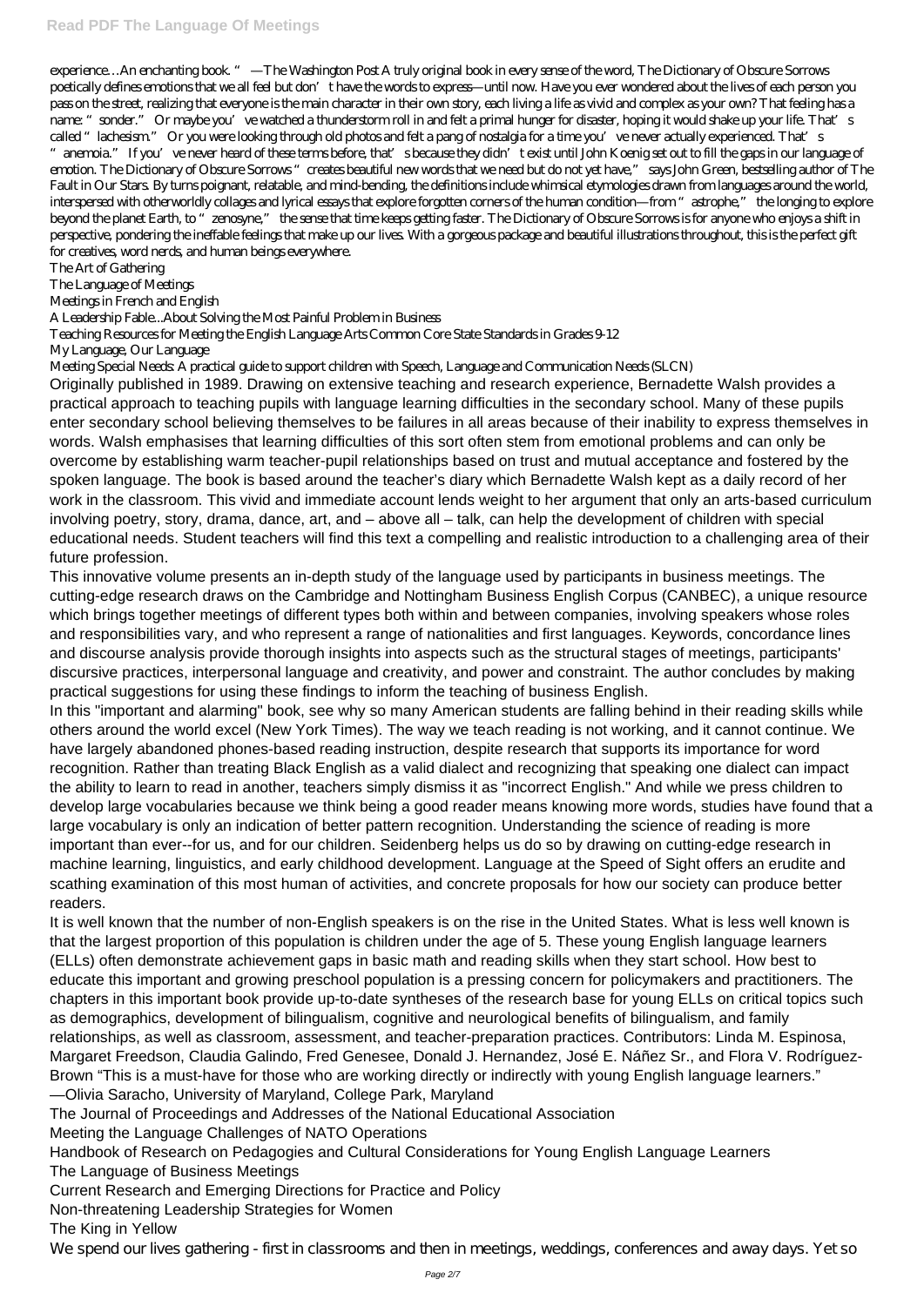experience…An enchanting book. " —The Washington Post A truly original book in every sense of the word, The Dictionary of Obscure Sorrows poetically defines emotions that we all feel but don't have the words to express—until now. Have you ever wondered about the lives of each person you pass on the street, realizing that everyone is the main character in their own story, each living a life as vivid and complex as your own? That feeling has a name: "sonder." Or maybe you've watched a thunderstorm roll in and felt a primal hunger for disaster, hoping it would shake up your life. That's called "lachesism." Or you were looking through old photos and felt a pang of nostalgia for a time you've never actually experienced. That's "anemoia." If you've never heard of these terms before, that's because they didn't exist until John Koenig set out to fill the gaps in our language of emotion. The Dictionary of Obscure Sorrows "creates beautiful new words that we need but do not yet have," says John Green, bestselling author of The Fault in Our Stars. By turns poignant, relatable, and mind-bending, the definitions include whimsical etymologies drawn from languages around the world, interspersed with otherworldly collages and lyrical essays that explore forgotten corners of the human condition—from "astrophe," the longing to explore beyond the planet Earth, to "zenosyne," the sense that time keeps getting faster. The Dictionary of Obscure Sorrows is for anyone who enjoys a shift in perspective, pondering the ineffable feelings that make up our lives. With a gorgeous package and beautiful illustrations throughout, this is the perfect gift for creatives, word nerds, and human beings everywhere.

The Art of Gathering
The Language of Meetings
Meetings in French and English
A Leadership Fable...About Solving the Most Painful Problem in Business
Teaching Resources for Meeting the English Language Arts Common Core State Standards in Grades 9-12
My Language, Our Language
Meeting Special Needs: A practical guide to support children with Speech, Language and Communication Needs (SLCN)

Originally published in 1989. Drawing on extensive teaching and research experience, Bernadette Walsh provides a practical approach to teaching pupils with language learning difficulties in the secondary school. Many of these pupils enter secondary school believing themselves to be failures in all areas because of their inability to express themselves in words. Walsh emphasises that learning difficulties of this sort often stem from emotional problems and can only be overcome by establishing warm teacher-pupil relationships based on trust and mutual acceptance and fostered by the spoken language. The book is based around the teacher's diary which Bernadette Walsh kept as a daily record of her work in the classroom. This vivid and immediate account lends weight to her argument that only an arts-based curriculum involving poetry, story, drama, dance, art, and – above all – talk, can help the development of children with special educational needs. Student teachers will find this text a compelling and realistic introduction to a challenging area of their future profession.

This innovative volume presents an in-depth study of the language used by participants in business meetings. The cutting-edge research draws on the Cambridge and Nottingham Business English Corpus (CANBEC), a unique resource which brings together meetings of different types both within and between companies, involving speakers whose roles and responsibilities vary, and who represent a range of nationalities and first languages. Keywords, concordance lines and discourse analysis provide thorough insights into aspects such as the structural stages of meetings, participants' discursive practices, interpersonal language and creativity, and power and constraint. The author concludes by making practical suggestions for using these findings to inform the teaching of business English.

In this "important and alarming" book, see why so many American students are falling behind in their reading skills while others around the world excel (New York Times). The way we teach reading is not working, and it cannot continue. We have largely abandoned phones-based reading instruction, despite research that supports its importance for word recognition. Rather than treating Black English as a valid dialect and recognizing that speaking one dialect can impact the ability to learn to read in another, teachers simply dismiss it as "incorrect English." And while we press children to develop large vocabularies because we think being a good reader means knowing more words, studies have found that a large vocabulary is only an indication of better pattern recognition. Understanding the science of reading is more important than ever--for us, and for our children. Seidenberg helps us do so by drawing on cutting-edge research in machine learning, linguistics, and early childhood development. Language at the Speed of Sight offers an erudite and scathing examination of this most human of activities, and concrete proposals for how our society can produce better readers.

It is well known that the number of non-English speakers is on the rise in the United States. What is less well known is that the largest proportion of this population is children under the age of 5. These young English language learners (ELLs) often demonstrate achievement gaps in basic math and reading skills when they start school. How best to educate this important and growing preschool population is a pressing concern for policymakers and practitioners. The chapters in this important book provide up-to-date syntheses of the research base for young ELLs on critical topics such as demographics, development of bilingualism, cognitive and neurological benefits of bilingualism, and family relationships, as well as classroom, assessment, and teacher-preparation practices. Contributors: Linda M. Espinosa, Margaret Freedson, Claudia Galindo, Fred Genesee, Donald J. Hernandez, José E. Náñez Sr., and Flora V. Rodríguez-Brown "This is a must-have for those who are working directly or indirectly with young English language learners." —Olivia Saracho, University of Maryland, College Park, Maryland

The Journal of Proceedings and Addresses of the National Educational Association
Meeting the Language Challenges of NATO Operations
Handbook of Research on Pedagogies and Cultural Considerations for Young English Language Learners
The Language of Business Meetings
Current Research and Emerging Directions for Practice and Policy
Non-threatening Leadership Strategies for Women
The King in Yellow

We spend our lives gathering - first in classrooms and then in meetings, weddings, conferences and away days. Yet so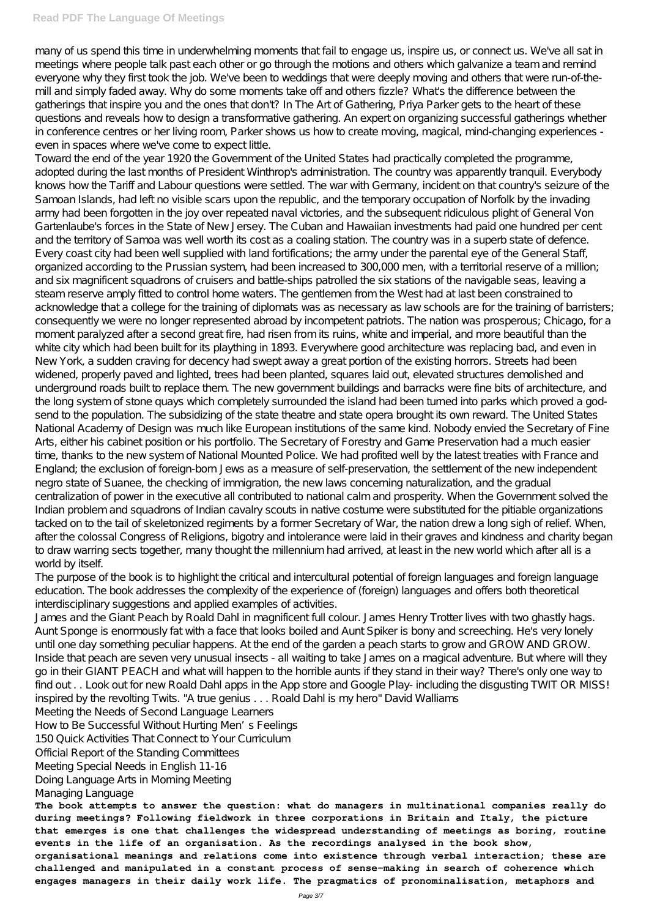many of us spend this time in underwhelming moments that fail to engage us, inspire us, or connect us. We've all sat in meetings where people talk past each other or go through the motions and others which galvanize a team and remind everyone why they first took the job. We've been to weddings that were deeply moving and others that were run-of-the-mill and simply faded away. Why do some moments take off and others fizzle? What's the difference between the gatherings that inspire you and the ones that don't? In The Art of Gathering, Priya Parker gets to the heart of these questions and reveals how to design a transformative gathering. An expert on organizing successful gatherings whether in conference centres or her living room, Parker shows us how to create moving, magical, mind-changing experiences - even in spaces where we've come to expect little.

Toward the end of the year 1920 the Government of the United States had practically completed the programme, adopted during the last months of President Winthrop's administration. The country was apparently tranquil. Everybody knows how the Tariff and Labour questions were settled. The war with Germany, incident on that country's seizure of the Samoan Islands, had left no visible scars upon the republic, and the temporary occupation of Norfolk by the invading army had been forgotten in the joy over repeated naval victories, and the subsequent ridiculous plight of General Von Gartenlaube's forces in the State of New Jersey. The Cuban and Hawaiian investments had paid one hundred per cent and the territory of Samoa was well worth its cost as a coaling station. The country was in a superb state of defence. Every coast city had been well supplied with land fortifications; the army under the parental eye of the General Staff, organized according to the Prussian system, had been increased to 300,000 men, with a territorial reserve of a million; and six magnificent squadrons of cruisers and battle-ships patrolled the six stations of the navigable seas, leaving a steam reserve amply fitted to control home waters. The gentlemen from the West had at last been constrained to acknowledge that a college for the training of diplomats was as necessary as law schools are for the training of barristers; consequently we were no longer represented abroad by incompetent patriots. The nation was prosperous; Chicago, for a moment paralyzed after a second great fire, had risen from its ruins, white and imperial, and more beautiful than the white city which had been built for its plaything in 1893. Everywhere good architecture was replacing bad, and even in New York, a sudden craving for decency had swept away a great portion of the existing horrors. Streets had been widened, properly paved and lighted, trees had been planted, squares laid out, elevated structures demolished and underground roads built to replace them. The new government buildings and barracks were fine bits of architecture, and the long system of stone quays which completely surrounded the island had been turned into parks which proved a god-send to the population. The subsidizing of the state theatre and state opera brought its own reward. The United States National Academy of Design was much like European institutions of the same kind. Nobody envied the Secretary of Fine Arts, either his cabinet position or his portfolio. The Secretary of Forestry and Game Preservation had a much easier time, thanks to the new system of National Mounted Police. We had profited well by the latest treaties with France and England; the exclusion of foreign-born Jews as a measure of self-preservation, the settlement of the new independent negro state of Suanee, the checking of immigration, the new laws concerning naturalization, and the gradual centralization of power in the executive all contributed to national calm and prosperity. When the Government solved the Indian problem and squadrons of Indian cavalry scouts in native costume were substituted for the pitiable organizations tacked on to the tail of skeletonized regiments by a former Secretary of War, the nation drew a long sigh of relief. When, after the colossal Congress of Religions, bigotry and intolerance were laid in their graves and kindness and charity began to draw warring sects together, many thought the millennium had arrived, at least in the new world which after all is a world by itself.

The purpose of the book is to highlight the critical and intercultural potential of foreign languages and foreign language education. The book addresses the complexity of the experience of (foreign) languages and offers both theoretical interdisciplinary suggestions and applied examples of activities.

James and the Giant Peach by Roald Dahl in magnificent full colour. James Henry Trotter lives with two ghastly hags. Aunt Sponge is enormously fat with a face that looks boiled and Aunt Spiker is bony and screeching. He's very lonely until one day something peculiar happens. At the end of the garden a peach starts to grow and GROW AND GROW. Inside that peach are seven very unusual insects - all waiting to take James on a magical adventure. But where will they go in their GIANT PEACH and what will happen to the horrible aunts if they stand in their way? There's only one way to find out . . Look out for new Roald Dahl apps in the App store and Google Play- including the disgusting TWIT OR MISS! inspired by the revolting Twits. "A true genius . . . Roald Dahl is my hero" David Walliams

Meeting the Needs of Second Language Learners
How to Be Successful Without Hurting Men's Feelings
150 Quick Activities That Connect to Your Curriculum
Official Report of the Standing Committees
Meeting Special Needs in English 11-16
Doing Language Arts in Morning Meeting
Managing Language

**The book attempts to answer the question: what do managers in multinational companies really do during meetings? Following fieldwork in three corporations in Britain and Italy, the picture that emerges is one that challenges the widespread understanding of meetings as boring, routine events in the life of an organisation. As the recordings analysed in the book show, organisational meanings and relations come into existence through verbal interaction; these are challenged and manipulated in a constant process of sense-making in search of coherence which engages managers in their daily work life. The pragmatics of pronominalisation, metaphors and**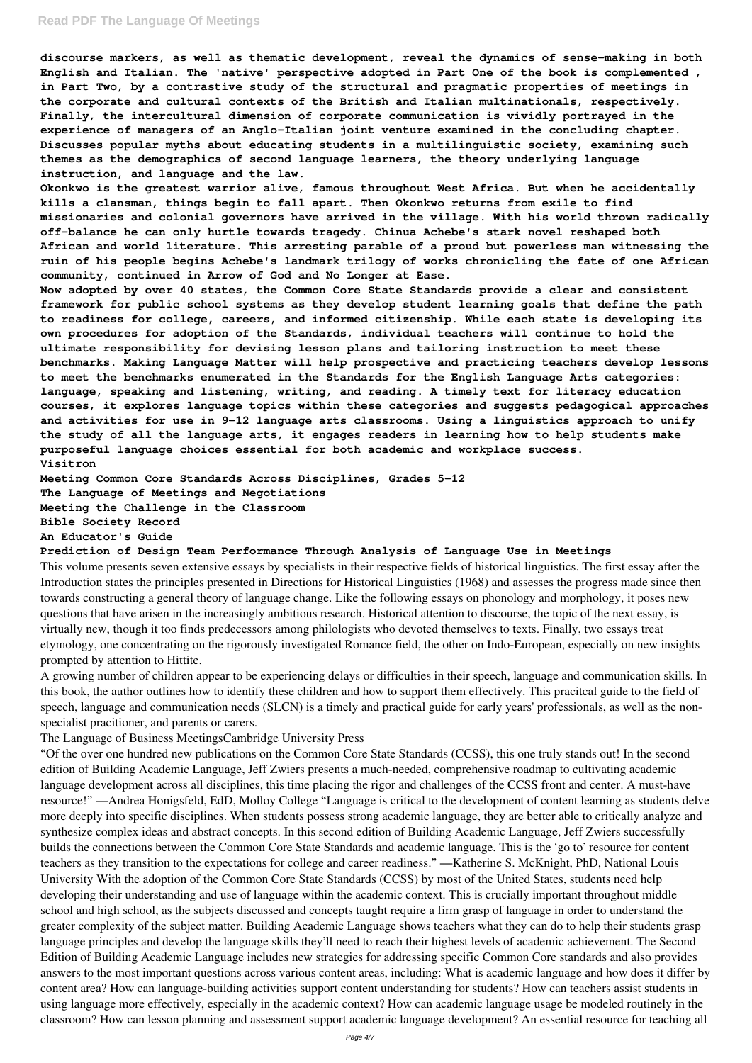**discourse markers, as well as thematic development, reveal the dynamics of sense-making in both English and Italian. The 'native' perspective adopted in Part One of the book is complemented , in Part Two, by a contrastive study of the structural and pragmatic properties of meetings in the corporate and cultural contexts of the British and Italian multinationals, respectively. Finally, the intercultural dimension of corporate communication is vividly portrayed in the experience of managers of an Anglo-Italian joint venture examined in the concluding chapter. Discusses popular myths about educating students in a multilinguistic society, examining such themes as the demographics of second language learners, the theory underlying language instruction, and language and the law.**

**Okonkwo is the greatest warrior alive, famous throughout West Africa. But when he accidentally kills a clansman, things begin to fall apart. Then Okonkwo returns from exile to find missionaries and colonial governors have arrived in the village. With his world thrown radically off-balance he can only hurtle towards tragedy. Chinua Achebe's stark novel reshaped both African and world literature. This arresting parable of a proud but powerless man witnessing the ruin of his people begins Achebe's landmark trilogy of works chronicling the fate of one African community, continued in Arrow of God and No Longer at Ease.**

**Now adopted by over 40 states, the Common Core State Standards provide a clear and consistent framework for public school systems as they develop student learning goals that define the path to readiness for college, careers, and informed citizenship. While each state is developing its own procedures for adoption of the Standards, individual teachers will continue to hold the ultimate responsibility for devising lesson plans and tailoring instruction to meet these benchmarks. Making Language Matter will help prospective and practicing teachers develop lessons to meet the benchmarks enumerated in the Standards for the English Language Arts categories: language, speaking and listening, writing, and reading. A timely text for literacy education courses, it explores language topics within these categories and suggests pedagogical approaches and activities for use in 9-12 language arts classrooms. Using a linguistics approach to unify the study of all the language arts, it engages readers in learning how to help students make purposeful language choices essential for both academic and workplace success.**

**Visitron**

**Meeting Common Core Standards Across Disciplines, Grades 5-12**

**The Language of Meetings and Negotiations**

**Meeting the Challenge in the Classroom**

**Bible Society Record**

**An Educator's Guide**

**Prediction of Design Team Performance Through Analysis of Language Use in Meetings**

This volume presents seven extensive essays by specialists in their respective fields of historical linguistics. The first essay after the Introduction states the principles presented in Directions for Historical Linguistics (1968) and assesses the progress made since then towards constructing a general theory of language change. Like the following essays on phonology and morphology, it poses new questions that have arisen in the increasingly ambitious research. Historical attention to discourse, the topic of the next essay, is virtually new, though it too finds predecessors among philologists who devoted themselves to texts. Finally, two essays treat etymology, one concentrating on the rigorously investigated Romance field, the other on Indo-European, especially on new insights prompted by attention to Hittite.

A growing number of children appear to be experiencing delays or difficulties in their speech, language and communication skills. In this book, the author outlines how to identify these children and how to support them effectively. This pracitcal guide to the field of speech, language and communication needs (SLCN) is a timely and practical guide for early years' professionals, as well as the non-specialist pracitioner, and parents or carers.

The Language of Business MeetingsCambridge University Press

"Of the over one hundred new publications on the Common Core State Standards (CCSS), this one truly stands out! In the second edition of Building Academic Language, Jeff Zwiers presents a much-needed, comprehensive roadmap to cultivating academic language development across all disciplines, this time placing the rigor and challenges of the CCSS front and center. A must-have resource!" —Andrea Honigsfeld, EdD, Molloy College "Language is critical to the development of content learning as students delve more deeply into specific disciplines. When students possess strong academic language, they are better able to critically analyze and synthesize complex ideas and abstract concepts. In this second edition of Building Academic Language, Jeff Zwiers successfully builds the connections between the Common Core State Standards and academic language. This is the 'go to' resource for content teachers as they transition to the expectations for college and career readiness." —Katherine S. McKnight, PhD, National Louis University With the adoption of the Common Core State Standards (CCSS) by most of the United States, students need help developing their understanding and use of language within the academic context. This is crucially important throughout middle school and high school, as the subjects discussed and concepts taught require a firm grasp of language in order to understand the greater complexity of the subject matter. Building Academic Language shows teachers what they can do to help their students grasp language principles and develop the language skills they'll need to reach their highest levels of academic achievement. The Second Edition of Building Academic Language includes new strategies for addressing specific Common Core standards and also provides answers to the most important questions across various content areas, including: What is academic language and how does it differ by content area? How can language-building activities support content understanding for students? How can teachers assist students in using language more effectively, especially in the academic context? How can academic language usage be modeled routinely in the classroom? How can lesson planning and assessment support academic language development? An essential resource for teaching all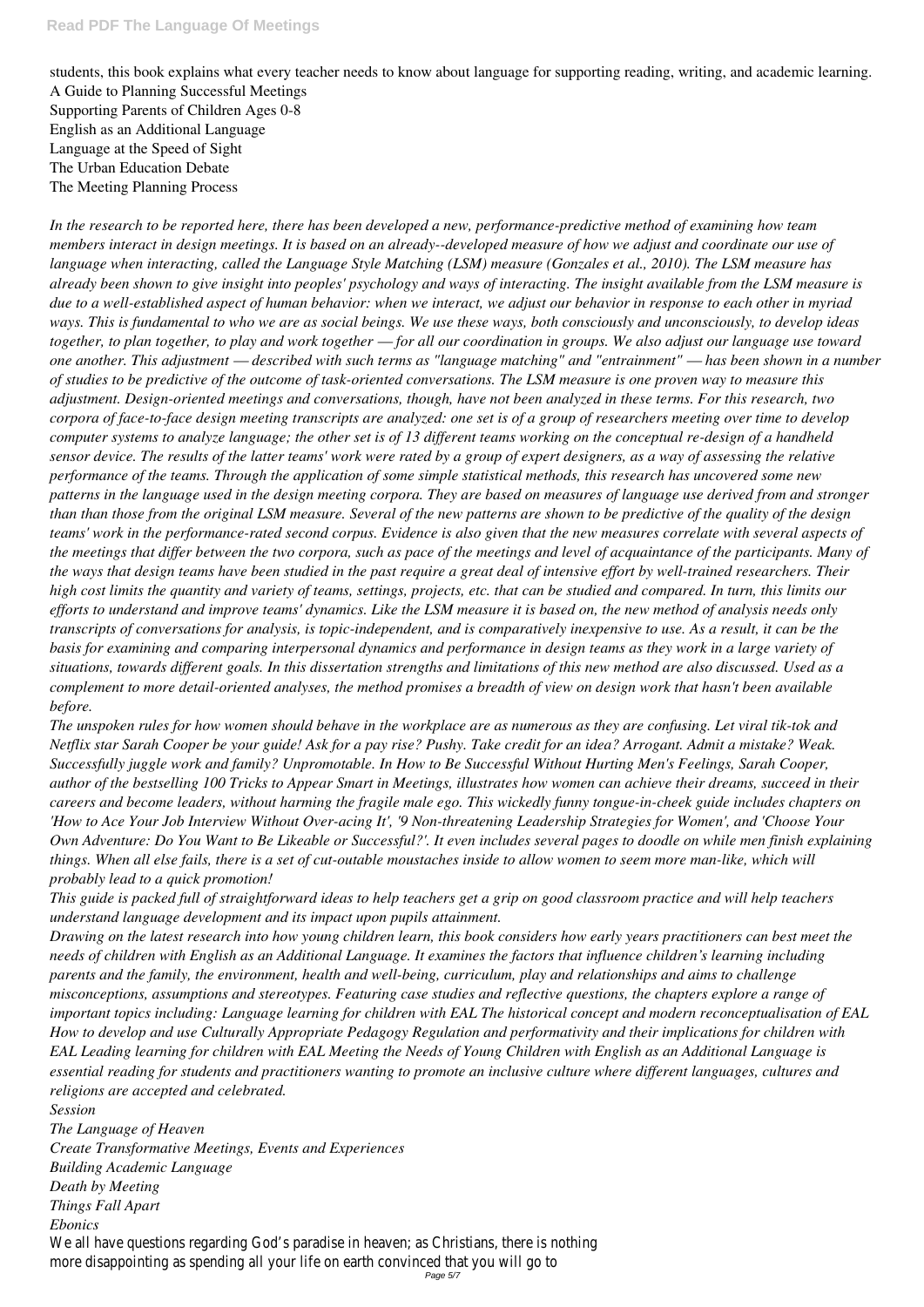students, this book explains what every teacher needs to know about language for supporting reading, writing, and academic learning.

A Guide to Planning Successful Meetings
Supporting Parents of Children Ages 0-8
English as an Additional Language
Language at the Speed of Sight
The Urban Education Debate
The Meeting Planning Process

*In the research to be reported here, there has been developed a new, performance-predictive method of examining how team members interact in design meetings. It is based on an already--developed measure of how we adjust and coordinate our use of language when interacting, called the Language Style Matching (LSM) measure (Gonzales et al., 2010). The LSM measure has already been shown to give insight into peoples' psychology and ways of interacting. The insight available from the LSM measure is due to a well-established aspect of human behavior: when we interact, we adjust our behavior in response to each other in myriad ways. This is fundamental to who we are as social beings. We use these ways, both consciously and unconsciously, to develop ideas together, to plan together, to play and work together — for all our coordination in groups. We also adjust our language use toward one another. This adjustment — described with such terms as "language matching" and "entrainment" — has been shown in a number of studies to be predictive of the outcome of task-oriented conversations. The LSM measure is one proven way to measure this adjustment. Design-oriented meetings and conversations, though, have not been analyzed in these terms. For this research, two corpora of face-to-face design meeting transcripts are analyzed: one set is of a group of researchers meeting over time to develop computer systems to analyze language; the other set is of 13 different teams working on the conceptual re-design of a handheld sensor device. The results of the latter teams' work were rated by a group of expert designers, as a way of assessing the relative performance of the teams. Through the application of some simple statistical methods, this research has uncovered some new patterns in the language used in the design meeting corpora. They are based on measures of language use derived from and stronger than than those from the original LSM measure. Several of the new patterns are shown to be predictive of the quality of the design teams' work in the performance-rated second corpus. Evidence is also given that the new measures correlate with several aspects of the meetings that differ between the two corpora, such as pace of the meetings and level of acquaintance of the participants. Many of the ways that design teams have been studied in the past require a great deal of intensive effort by well-trained researchers. Their high cost limits the quantity and variety of teams, settings, projects, etc. that can be studied and compared. In turn, this limits our efforts to understand and improve teams' dynamics. Like the LSM measure it is based on, the new method of analysis needs only transcripts of conversations for analysis, is topic-independent, and is comparatively inexpensive to use. As a result, it can be the basis for examining and comparing interpersonal dynamics and performance in design teams as they work in a large variety of situations, towards different goals. In this dissertation strengths and limitations of this new method are also discussed. Used as a complement to more detail-oriented analyses, the method promises a breadth of view on design work that hasn't been available before.*

*The unspoken rules for how women should behave in the workplace are as numerous as they are confusing. Let viral tik-tok and Netflix star Sarah Cooper be your guide! Ask for a pay rise? Pushy. Take credit for an idea? Arrogant. Admit a mistake? Weak. Successfully juggle work and family? Unpromotable. In How to Be Successful Without Hurting Men's Feelings, Sarah Cooper, author of the bestselling 100 Tricks to Appear Smart in Meetings, illustrates how women can achieve their dreams, succeed in their careers and become leaders, without harming the fragile male ego. This wickedly funny tongue-in-cheek guide includes chapters on 'How to Ace Your Job Interview Without Over-acing It', '9 Non-threatening Leadership Strategies for Women', and 'Choose Your Own Adventure: Do You Want to Be Likeable or Successful?'. It even includes several pages to doodle on while men finish explaining things. When all else fails, there is a set of cut-outable moustaches inside to allow women to seem more man-like, which will probably lead to a quick promotion!*

*This guide is packed full of straightforward ideas to help teachers get a grip on good classroom practice and will help teachers understand language development and its impact upon pupils attainment.*

*Drawing on the latest research into how young children learn, this book considers how early years practitioners can best meet the needs of children with English as an Additional Language. It examines the factors that influence children's learning including parents and the family, the environment, health and well-being, curriculum, play and relationships and aims to challenge misconceptions, assumptions and stereotypes. Featuring case studies and reflective questions, the chapters explore a range of important topics including: Language learning for children with EAL The historical concept and modern reconceptualisation of EAL How to develop and use Culturally Appropriate Pedagogy Regulation and performativity and their implications for children with EAL Leading learning for children with EAL Meeting the Needs of Young Children with English as an Additional Language is essential reading for students and practitioners wanting to promote an inclusive culture where different languages, cultures and religions are accepted and celebrated.*

*Session*
*The Language of Heaven*
*Create Transformative Meetings, Events and Experiences*
*Building Academic Language*
*Death by Meeting*
*Things Fall Apart*
*Ebonics*

We all have questions regarding God's paradise in heaven; as Christians, there is nothing more disappointing as spending all your life on earth convinced that you will go to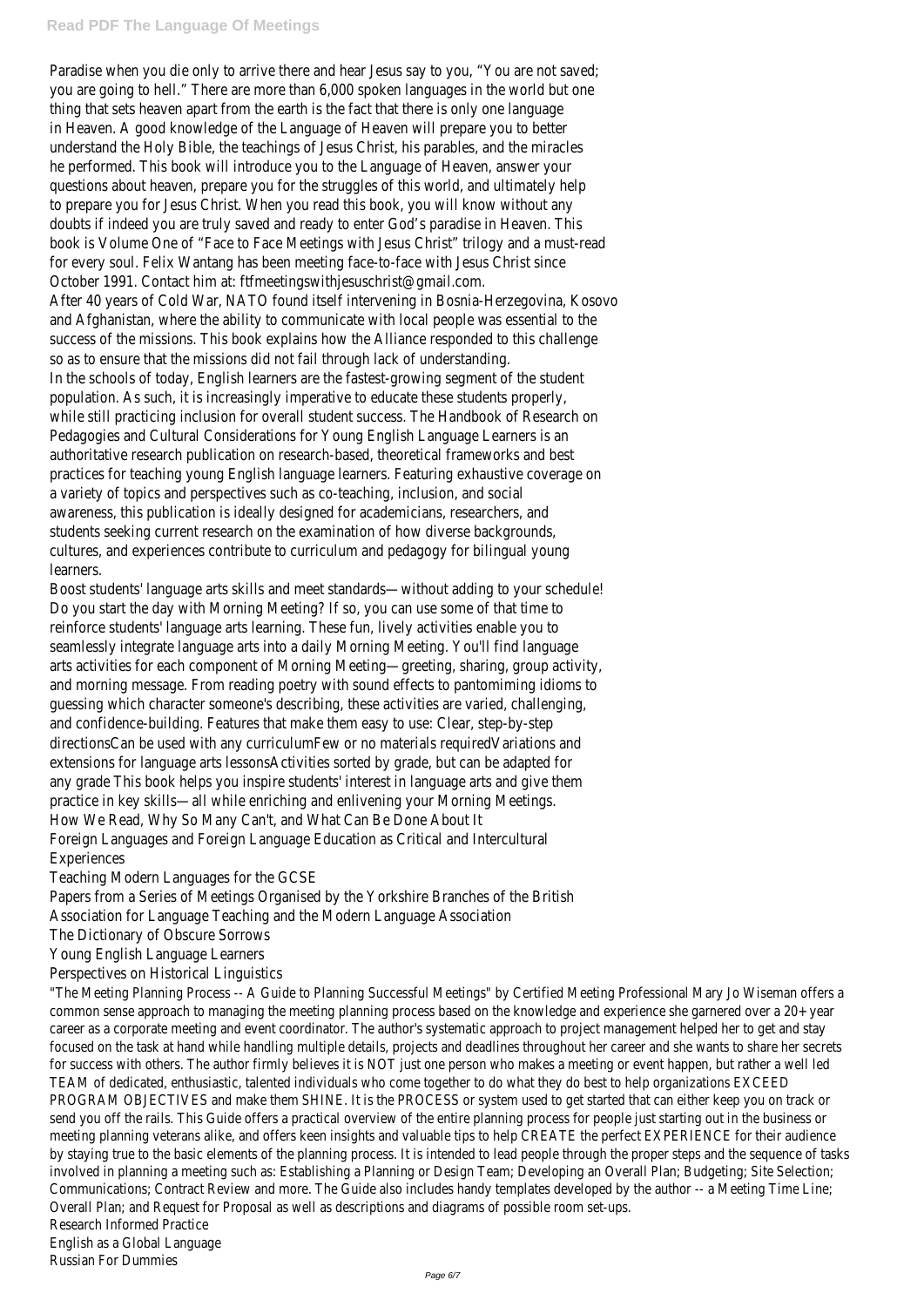Paradise when you die only to arrive there and hear Jesus say to you, "You are not saved; you are going to hell." There are more than 6,000 spoken languages in the world but one thing that sets heaven apart from the earth is the fact that there is only one language in Heaven. A good knowledge of the Language of Heaven will prepare you to better understand the Holy Bible, the teachings of Jesus Christ, his parables, and the miracles he performed. This book will introduce you to the Language of Heaven, answer your questions about heaven, prepare you for the struggles of this world, and ultimately help to prepare you for Jesus Christ. When you read this book, you will know without any doubts if indeed you are truly saved and ready to enter God's paradise in Heaven. This book is Volume One of "Face to Face Meetings with Jesus Christ" trilogy and a must-read for every soul. Felix Wantang has been meeting face-to-face with Jesus Christ since October 1991. Contact him at: ftfmeetingswithjesuschrist@gmail.com.

After 40 years of Cold War, NATO found itself intervening in Bosnia-Herzegovina, Kosovo and Afghanistan, where the ability to communicate with local people was essential to the success of the missions. This book explains how the Alliance responded to this challenge so as to ensure that the missions did not fail through lack of understanding.

In the schools of today, English learners are the fastest-growing segment of the student population. As such, it is increasingly imperative to educate these students properly, while still practicing inclusion for overall student success. The Handbook of Research on Pedagogies and Cultural Considerations for Young English Language Learners is an authoritative research publication on research-based, theoretical frameworks and best practices for teaching young English language learners. Featuring exhaustive coverage on a variety of topics and perspectives such as co-teaching, inclusion, and social awareness, this publication is ideally designed for academicians, researchers, and students seeking current research on the examination of how diverse backgrounds, cultures, and experiences contribute to curriculum and pedagogy for bilingual young learners.

Boost students' language arts skills and meet standards—without adding to your schedule! Do you start the day with Morning Meeting? If so, you can use some of that time to reinforce students' language arts learning. These fun, lively activities enable you to seamlessly integrate language arts into a daily Morning Meeting. You'll find language arts activities for each component of Morning Meeting—greeting, sharing, group activity, and morning message. From reading poetry with sound effects to pantomiming idioms to guessing which character someone's describing, these activities are varied, challenging, and confidence-building. Features that make them easy to use: Clear, step-by-step directionsCan be used with any curriculumFew or no materials requiredVariations and extensions for language arts lessonsActivities sorted by grade, but can be adapted for any grade This book helps you inspire students' interest in language arts and give them practice in key skills—all while enriching and enlivening your Morning Meetings.

How We Read, Why So Many Can't, and What Can Be Done About It

Foreign Languages and Foreign Language Education as Critical and Intercultural Experiences

Teaching Modern Languages for the GCSE

Papers from a Series of Meetings Organised by the Yorkshire Branches of the British Association for Language Teaching and the Modern Language Association

The Dictionary of Obscure Sorrows

Young English Language Learners

Perspectives on Historical Linguistics

"The Meeting Planning Process -- A Guide to Planning Successful Meetings" by Certified Meeting Professional Mary Jo Wiseman offers a common sense approach to managing the meeting planning process based on the knowledge and experience she garnered over a 20+ year career as a corporate meeting and event coordinator. The author's systematic approach to project management helped her to get and stay focused on the task at hand while handling multiple details, projects and deadlines throughout her career and she wants to share her secrets for success with others. The author firmly believes it is NOT just one person who makes a meeting or event happen, but rather a well led TEAM of dedicated, enthusiastic, talented individuals who come together to do what they do best to help organizations EXCEED PROGRAM OBJECTIVES and make them SHINE. It is the PROCESS or system used to get started that can either keep you on track or send you off the rails. This Guide offers a practical overview of the entire planning process for people just starting out in the business or meeting planning veterans alike, and offers keen insights and valuable tips to help CREATE the perfect EXPERIENCE for their audience by staying true to the basic elements of the planning process. It is intended to lead people through the proper steps and the sequence of tasks involved in planning a meeting such as: Establishing a Planning or Design Team; Developing an Overall Plan; Budgeting; Site Selection; Communications; Contract Review and more. The Guide also includes handy templates developed by the author -- a Meeting Time Line; Overall Plan; and Request for Proposal as well as descriptions and diagrams of possible room set-ups.

Research Informed Practice

English as a Global Language

Russian For Dummies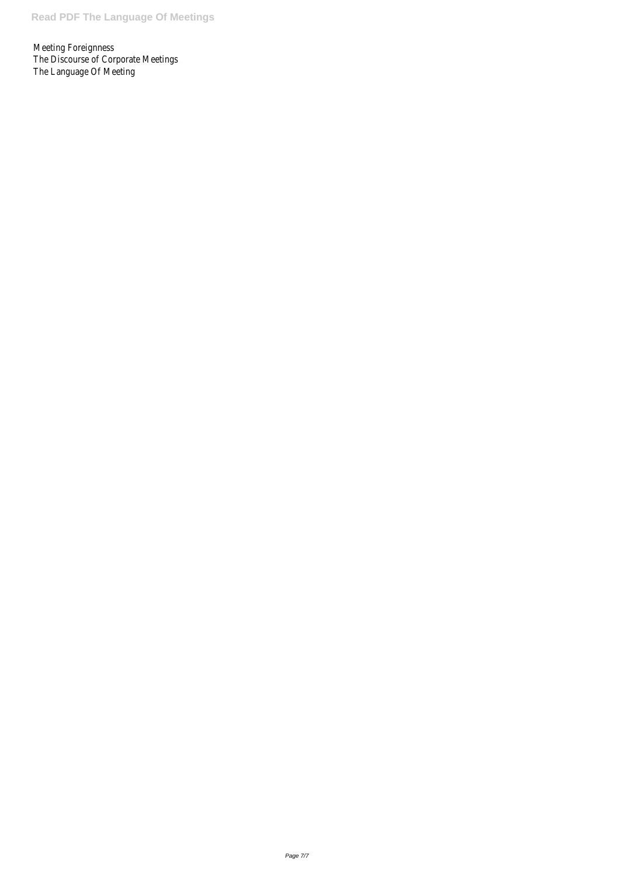Meeting Foreignness
The Discourse of Corporate Meetings
The Language Of Meeting